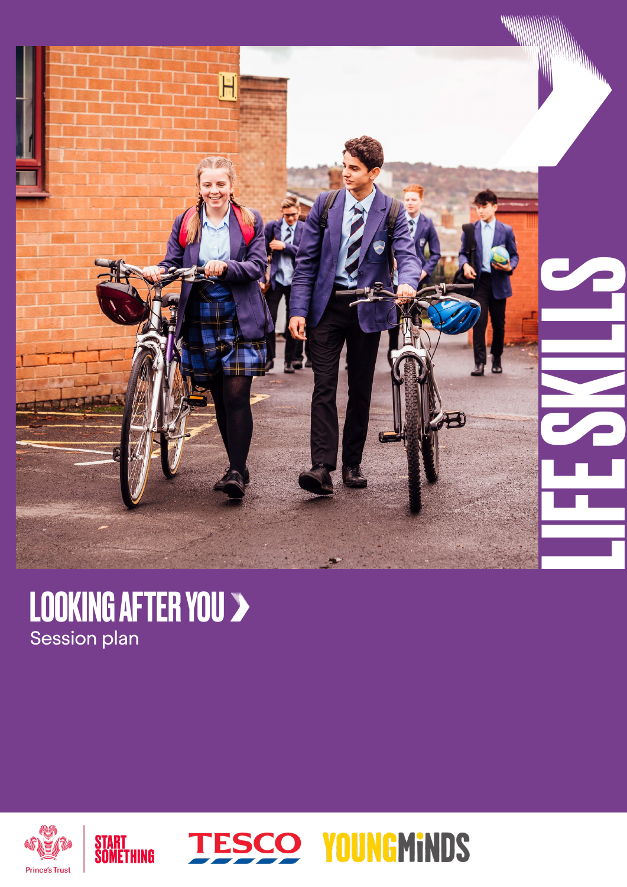# LIFE SKILLS

## LOOKING AFTER YOU

Session plan

Prince's Trust | START SOMETHING | TESCO | YOUNGMINDS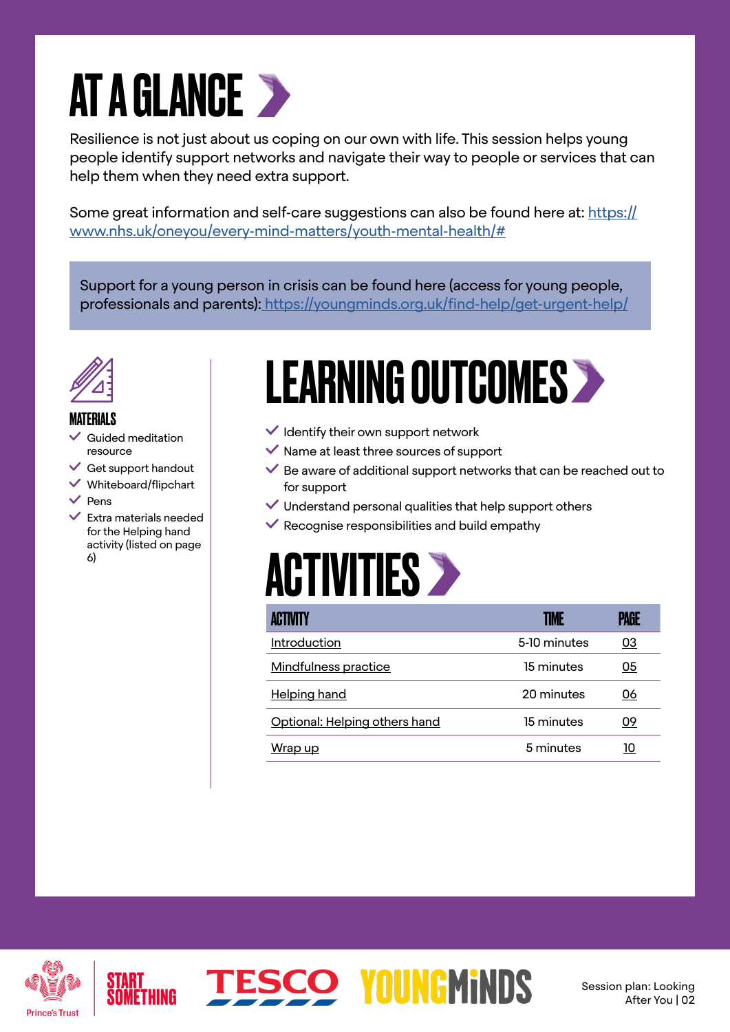# AT A GLANCE

Resilience is not just about us coping on our own with life. This session helps young people identify support networks and navigate their way to people or services that can help them when they need extra support.

Some great information and self-care suggestions can also be found here at: https://www.nhs.uk/oneyou/every-mind-matters/youth-mental-health/#

Support for a young person in crisis can be found here (access for young people, professionals and parents): https://youngminds.org.uk/find-help/get-urgent-help/

### MATERIALS

- Guided meditation resource
- Get support handout
- Whiteboard/flipchart
- Pens
- Extra materials needed for the Helping hand activity (listed on page 6)

## LEARNING OUTCOMES

- Identify their own support network
- Name at least three sources of support
- Be aware of additional support networks that can be reached out to for support
- Understand personal qualities that help support others
- Recognise responsibilities and build empathy

## ACTIVITIES

| ACTIVITY | TIME | PAGE |
|---|---|---|
| Introduction | 5-10 minutes | 03 |
| Mindfulness practice | 15 minutes | 05 |
| Helping hand | 20 minutes | 06 |
| Optional: Helping others hand | 15 minutes | 09 |
| Wrap up | 5 minutes | 10 |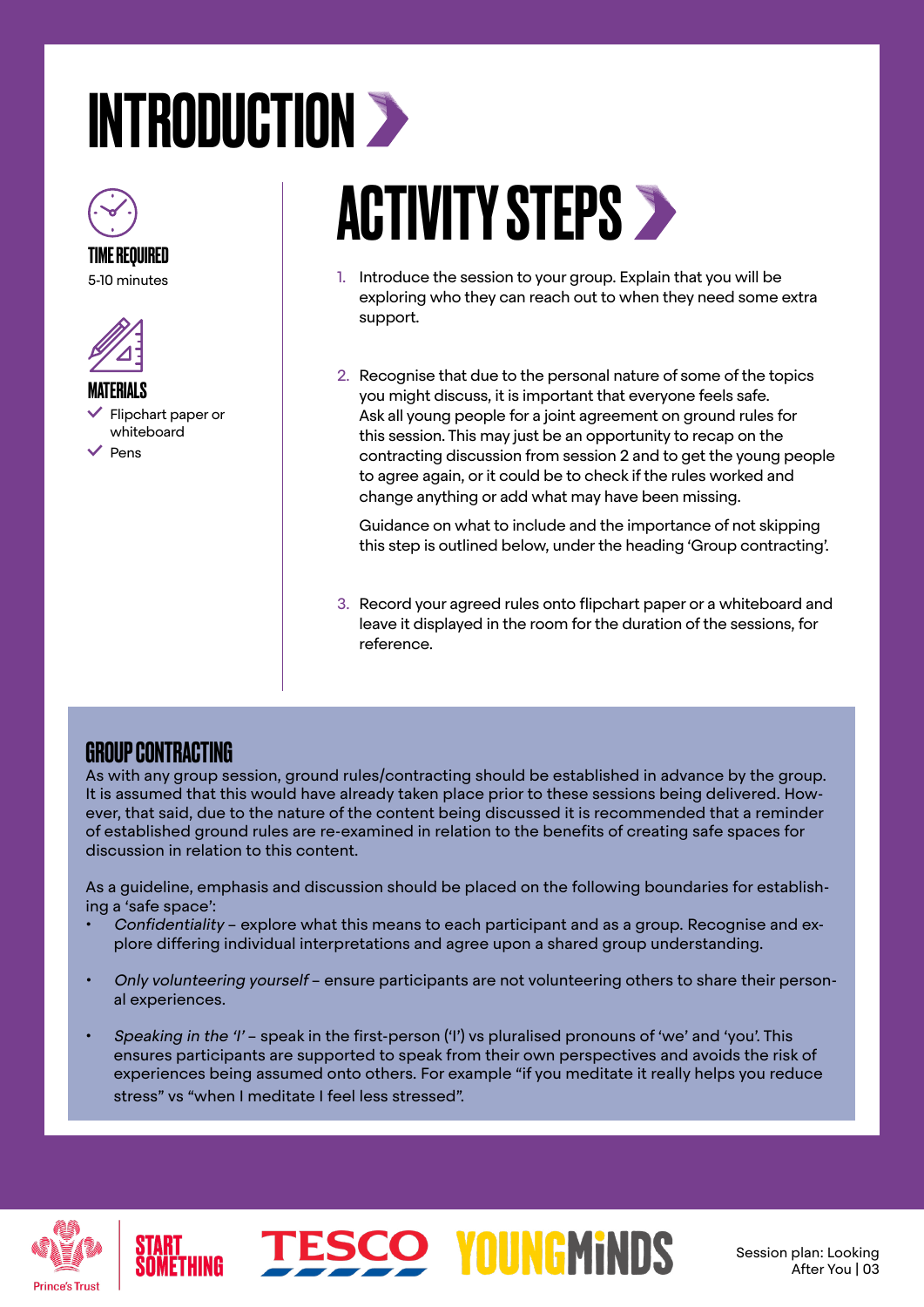# INTRODUCTION

**TIME REQUIRED**

5-10 minutes

**MATERIALS**

- Flipchart paper or whiteboard
- Pens

## ACTIVITY STEPS

1. Introduce the session to your group. Explain that you will be exploring who they can reach out to when they need some extra support.

2. Recognise that due to the personal nature of some of the topics you might discuss, it is important that everyone feels safe. Ask all young people for a joint agreement on ground rules for this session. This may just be an opportunity to recap on the contracting discussion from session 2 and to get the young people to agree again, or it could be to check if the rules worked and change anything or add what may have been missing.

   Guidance on what to include and the importance of not skipping this step is outlined below, under the heading 'Group contracting'.

3. Record your agreed rules onto flipchart paper or a whiteboard and leave it displayed in the room for the duration of the sessions, for reference.

### GROUP CONTRACTING

As with any group session, ground rules/contracting should be established in advance by the group. It is assumed that this would have already taken place prior to these sessions being delivered. However, that said, due to the nature of the content being discussed it is recommended that a reminder of established ground rules are re-examined in relation to the benefits of creating safe spaces for discussion in relation to this content.

As a guideline, emphasis and discussion should be placed on the following boundaries for establishing a 'safe space':

- *Confidentiality* – explore what this means to each participant and as a group. Recognise and explore differing individual interpretations and agree upon a shared group understanding.

- *Only volunteering yourself* – ensure participants are not volunteering others to share their personal experiences.

- *Speaking in the 'I'* – speak in the first-person ('I') vs pluralised pronouns of 'we' and 'you'. This ensures participants are supported to speak from their own perspectives and avoids the risk of experiences being assumed onto others. For example "if you meditate it really helps you reduce stress" vs "when I meditate I feel less stressed".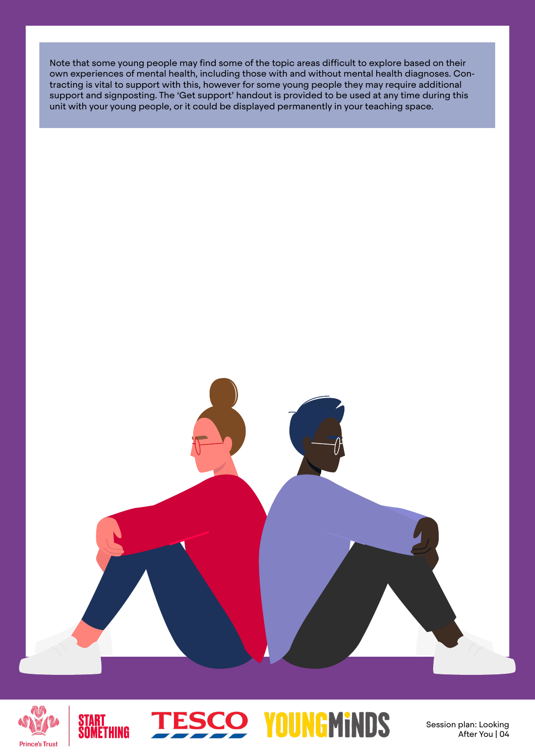Note that some young people may find some of the topic areas difficult to explore based on their own experiences of mental health, including those with and without mental health diagnoses. Contracting is vital to support with this, however for some young people they may require additional support and signposting. The 'Get support' handout is provided to be used at any time during this unit with your young people, or it could be displayed permanently in your teaching space.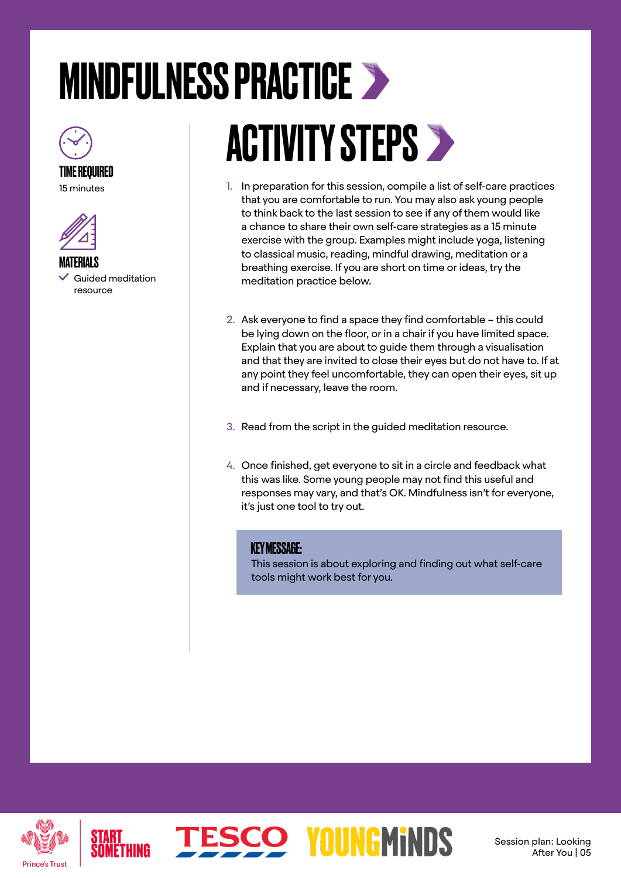# MINDFULNESS PRACTICE

**TIME REQUIRED**

15 minutes

**MATERIALS**

- ✓ Guided meditation resource

## ACTIVITY STEPS

1. In preparation for this session, compile a list of self-care practices that you are comfortable to run. You may also ask young people to think back to the last session to see if any of them would like a chance to share their own self-care strategies as a 15 minute exercise with the group. Examples might include yoga, listening to classical music, reading, mindful drawing, meditation or a breathing exercise. If you are short on time or ideas, try the meditation practice below.

2. Ask everyone to find a space they find comfortable – this could be lying down on the floor, or in a chair if you have limited space. Explain that you are about to guide them through a visualisation and that they are invited to close their eyes but do not have to. If at any point they feel uncomfortable, they can open their eyes, sit up and if necessary, leave the room.

3. Read from the script in the guided meditation resource.

4. Once finished, get everyone to sit in a circle and feedback what this was like. Some young people may not find this useful and responses may vary, and that's OK. Mindfulness isn't for everyone, it's just one tool to try out.

> **KEY MESSAGE:**
> This session is about exploring and finding out what self-care tools might work best for you.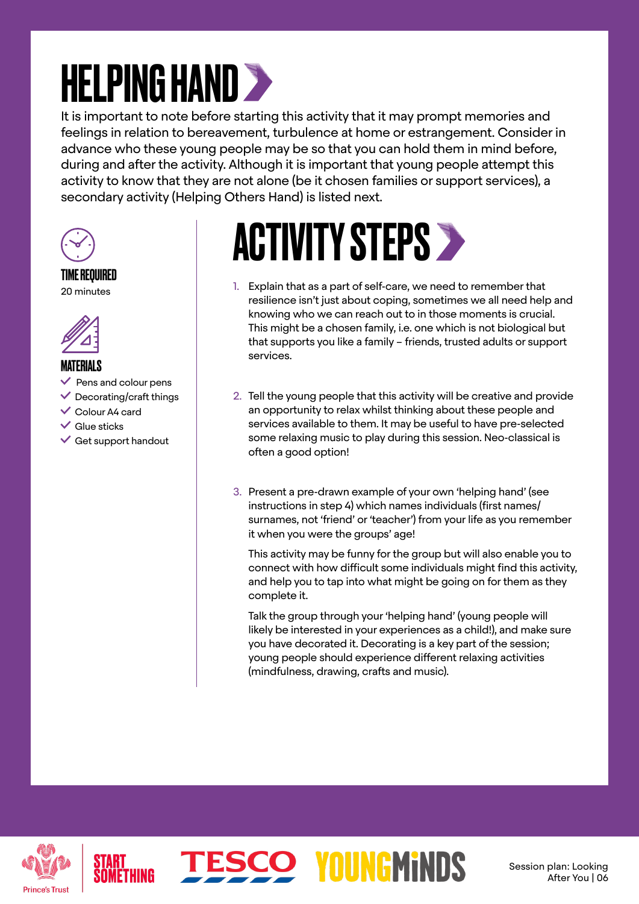# HELPING HAND

It is important to note before starting this activity that it may prompt memories and feelings in relation to bereavement, turbulence at home or estrangement. Consider in advance who these young people may be so that you can hold them in mind before, during and after the activity. Although it is important that young people attempt this activity to know that they are not alone (be it chosen families or support services), a secondary activity (Helping Others Hand) is listed next.

### TIME REQUIRED

20 minutes

### MATERIALS

- Pens and colour pens
- Decorating/craft things
- Colour A4 card
- Glue sticks
- Get support handout

## ACTIVITY STEPS

1. Explain that as a part of self-care, we need to remember that resilience isn't just about coping, sometimes we all need help and knowing who we can reach out to in those moments is crucial. This might be a chosen family, i.e. one which is not biological but that supports you like a family – friends, trusted adults or support services.

2. Tell the young people that this activity will be creative and provide an opportunity to relax whilst thinking about these people and services available to them. It may be useful to have pre-selected some relaxing music to play during this session. Neo-classical is often a good option!

3. Present a pre-drawn example of your own 'helping hand' (see instructions in step 4) which names individuals (first names/ surnames, not 'friend' or 'teacher') from your life as you remember it when you were the groups' age!

   This activity may be funny for the group but will also enable you to connect with how difficult some individuals might find this activity, and help you to tap into what might be going on for them as they complete it.

   Talk the group through your 'helping hand' (young people will likely be interested in your experiences as a child!), and make sure you have decorated it. Decorating is a key part of the session; young people should experience different relaxing activities (mindfulness, drawing, crafts and music).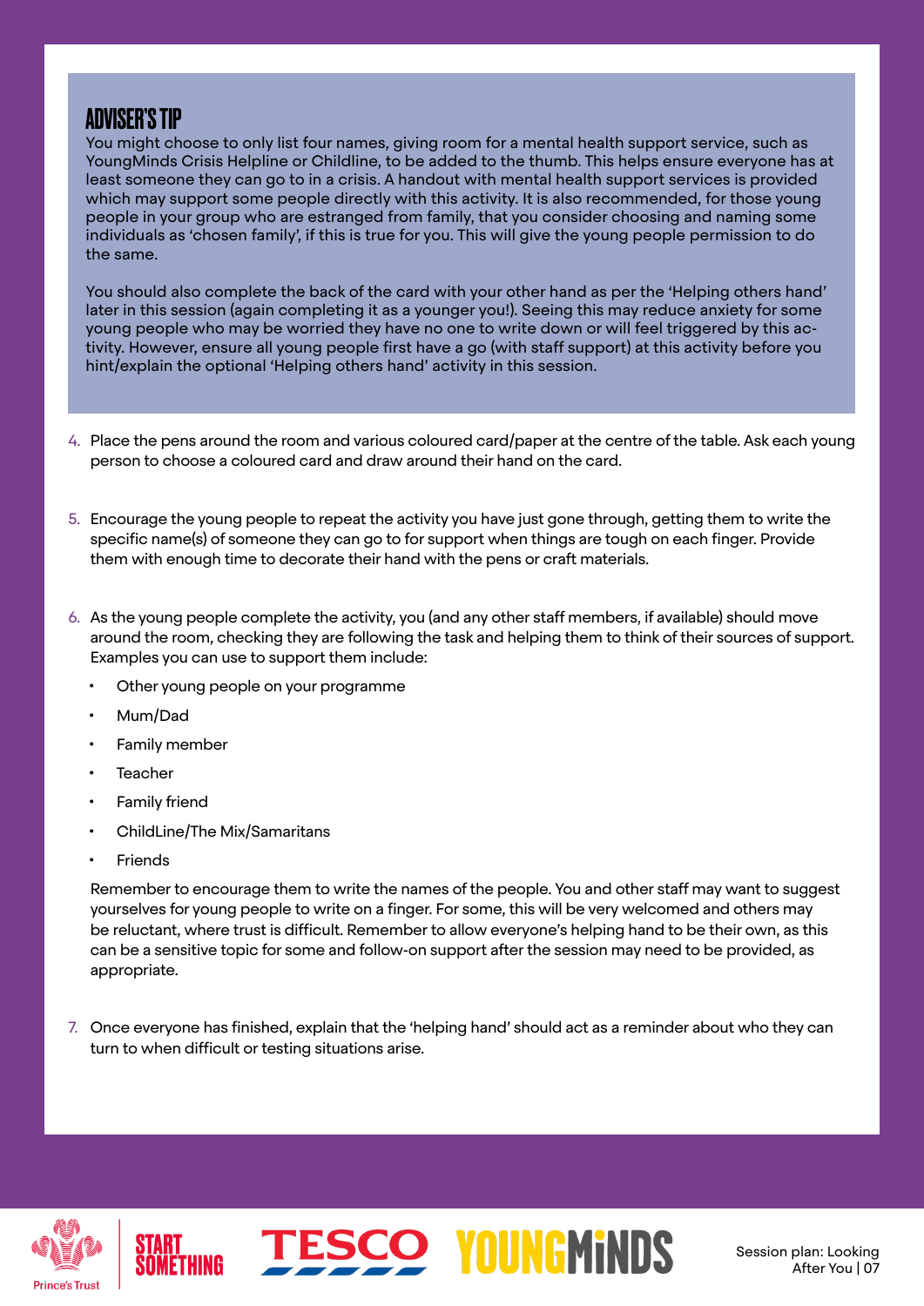## ADVISER'S TIP

You might choose to only list four names, giving room for a mental health support service, such as YoungMinds Crisis Helpline or Childline, to be added to the thumb. This helps ensure everyone has at least someone they can go to in a crisis. A handout with mental health support services is provided which may support some people directly with this activity. It is also recommended, for those young people in your group who are estranged from family, that you consider choosing and naming some individuals as 'chosen family', if this is true for you. This will give the young people permission to do the same.

You should also complete the back of the card with your other hand as per the 'Helping others hand' later in this session (again completing it as a younger you!). Seeing this may reduce anxiety for some young people who may be worried they have no one to write down or will feel triggered by this activity. However, ensure all young people first have a go (with staff support) at this activity before you hint/explain the optional 'Helping others hand' activity in this session.

4. Place the pens around the room and various coloured card/paper at the centre of the table. Ask each young person to choose a coloured card and draw around their hand on the card.

5. Encourage the young people to repeat the activity you have just gone through, getting them to write the specific name(s) of someone they can go to for support when things are tough on each finger. Provide them with enough time to decorate their hand with the pens or craft materials.

6. As the young people complete the activity, you (and any other staff members, if available) should move around the room, checking they are following the task and helping them to think of their sources of support. Examples you can use to support them include:
   - Other young people on your programme
   - Mum/Dad
   - Family member
   - Teacher
   - Family friend
   - ChildLine/The Mix/Samaritans
   - Friends

   Remember to encourage them to write the names of the people. You and other staff may want to suggest yourselves for young people to write on a finger. For some, this will be very welcomed and others may be reluctant, where trust is difficult. Remember to allow everyone's helping hand to be their own, as this can be a sensitive topic for some and follow-on support after the session may need to be provided, as appropriate.

7. Once everyone has finished, explain that the 'helping hand' should act as a reminder about who they can turn to when difficult or testing situations arise.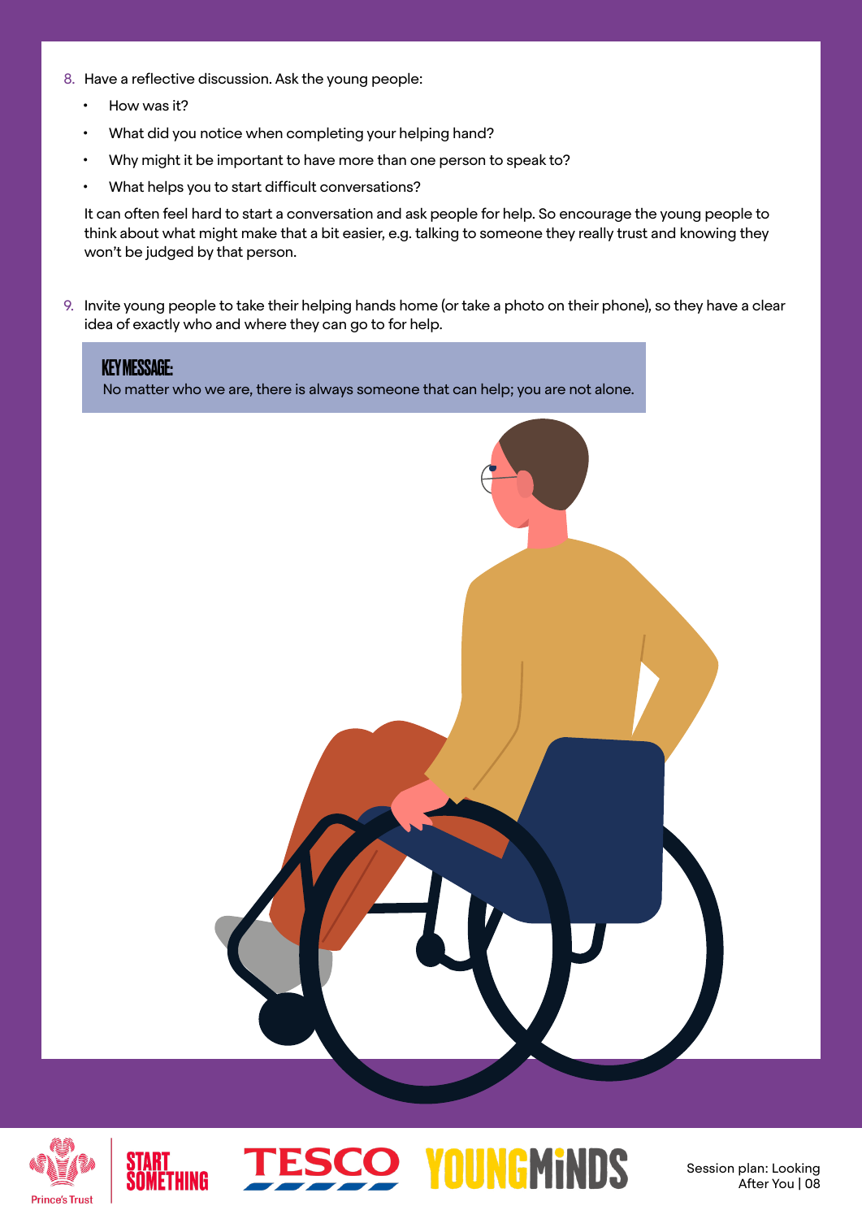8. Have a reflective discussion. Ask the young people:
   - How was it?
   - What did you notice when completing your helping hand?
   - Why might it be important to have more than one person to speak to?
   - What helps you to start difficult conversations?

   It can often feel hard to start a conversation and ask people for help. So encourage the young people to think about what might make that a bit easier, e.g. talking to someone they really trust and knowing they won't be judged by that person.

9. Invite young people to take their helping hands home (or take a photo on their phone), so they have a clear idea of exactly who and where they can go to for help.

**KEY MESSAGE:**
No matter who we are, there is always someone that can help; you are not alone.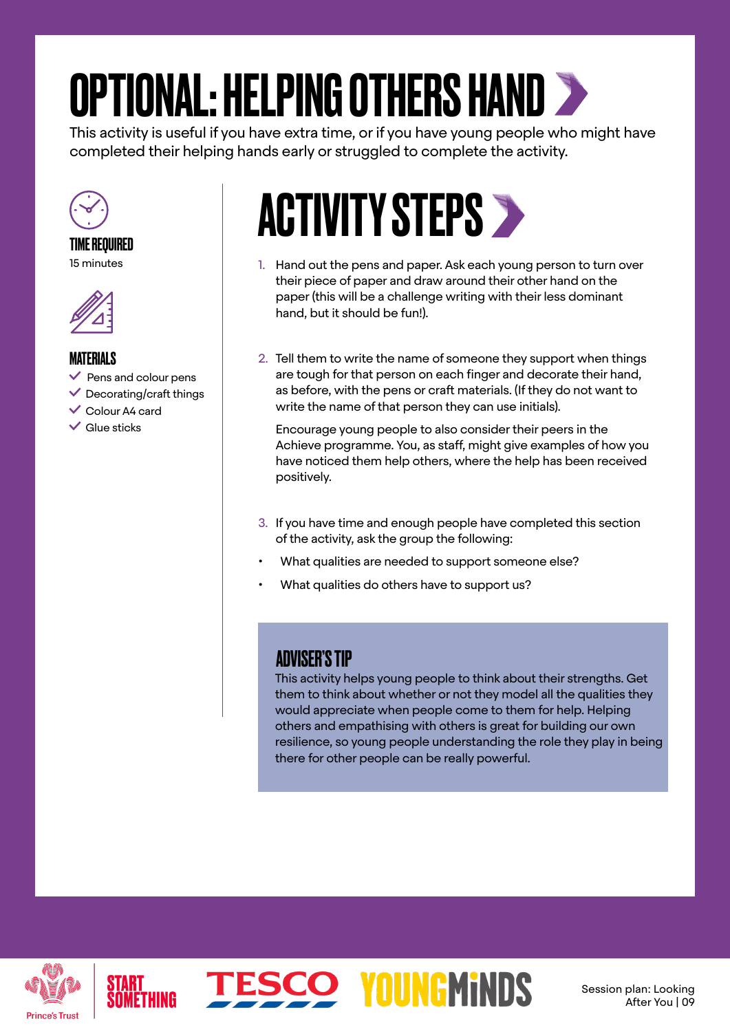# OPTIONAL: HELPING OTHERS HAND

This activity is useful if you have extra time, or if you have young people who might have completed their helping hands early or struggled to complete the activity.

### TIME REQUIRED

15 minutes

### MATERIALS

- Pens and colour pens
- Decorating/craft things
- Colour A4 card
- Glue sticks

## ACTIVITY STEPS

1. Hand out the pens and paper. Ask each young person to turn over their piece of paper and draw around their other hand on the paper (this will be a challenge writing with their less dominant hand, but it should be fun!).

2. Tell them to write the name of someone they support when things are tough for that person on each finger and decorate their hand, as before, with the pens or craft materials. (If they do not want to write the name of that person they can use initials).

   Encourage young people to also consider their peers in the Achieve programme. You, as staff, might give examples of how you have noticed them help others, where the help has been received positively.

3. If you have time and enough people have completed this section of the activity, ask the group the following:

- What qualities are needed to support someone else?
- What qualities do others have to support us?

### ADVISER'S TIP

This activity helps young people to think about their strengths. Get them to think about whether or not they model all the qualities they would appreciate when people come to them for help. Helping others and empathising with others is great for building our own resilience, so young people understanding the role they play in being there for other people can be really powerful.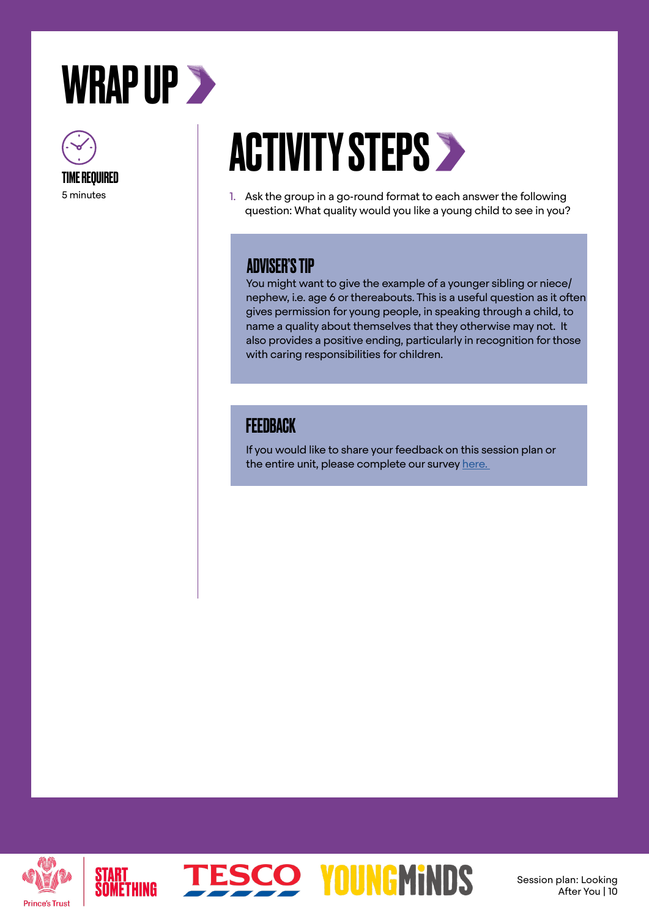# WRAP UP

**TIME REQUIRED**

5 minutes

## ACTIVITY STEPS

1. Ask the group in a go-round format to each answer the following question: What quality would you like a young child to see in you?

### ADVISER'S TIP

You might want to give the example of a younger sibling or niece/nephew, i.e. age 6 or thereabouts. This is a useful question as it often gives permission for young people, in speaking through a child, to name a quality about themselves that they otherwise may not. It also provides a positive ending, particularly in recognition for those with caring responsibilities for children.

### FEEDBACK

If you would like to share your feedback on this session plan or the entire unit, please complete our survey here.